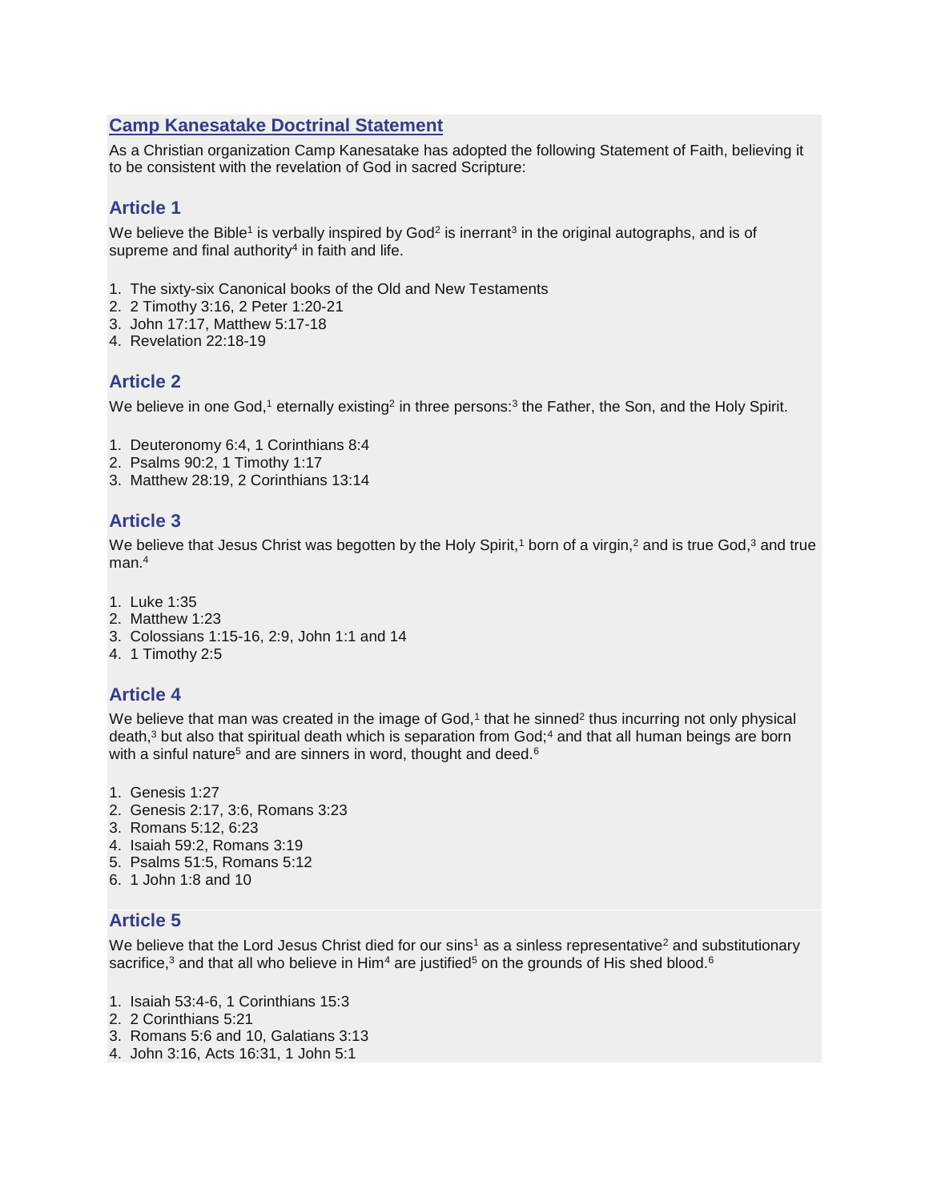## Camp Kanesatake Doctrinal Statement

As a Christian organization Camp Kanesatake has adopted the following Statement of Faith, believing it to be consistent with the revelation of God in sacred Scripture:

### Article 1

We believe the Bible[1] is verbally inspired by God[2] is inerrant[3] in the original autographs, and is of supreme and final authority[4] in faith and life.

1. The sixty-six Canonical books of the Old and New Testaments
2. 2 Timothy 3:16, 2 Peter 1:20-21
3. John 17:17, Matthew 5:17-18
4. Revelation 22:18-19

### Article 2

We believe in one God,[1] eternally existing[2] in three persons:[3] the Father, the Son, and the Holy Spirit.

1. Deuteronomy 6:4, 1 Corinthians 8:4
2. Psalms 90:2, 1 Timothy 1:17
3. Matthew 28:19, 2 Corinthians 13:14

### Article 3

We believe that Jesus Christ was begotten by the Holy Spirit,[1] born of a virgin,[2] and is true God,[3] and true man.[4]

1. Luke 1:35
2. Matthew 1:23
3. Colossians 1:15-16, 2:9, John 1:1 and 14
4. 1 Timothy 2:5

### Article 4

We believe that man was created in the image of God,[1] that he sinned[2] thus incurring not only physical death,[3] but also that spiritual death which is separation from God;[4] and that all human beings are born with a sinful nature[5] and are sinners in word, thought and deed.[6]

1. Genesis 1:27
2. Genesis 2:17, 3:6, Romans 3:23
3. Romans 5:12, 6:23
4. Isaiah 59:2, Romans 3:19
5. Psalms 51:5, Romans 5:12
6. 1 John 1:8 and 10

### Article 5

We believe that the Lord Jesus Christ died for our sins[1] as a sinless representative[2] and substitutionary sacrifice,[3] and that all who believe in Him[4] are justified[5] on the grounds of His shed blood.[6]

1. Isaiah 53:4-6, 1 Corinthians 15:3
2. 2 Corinthians 5:21
3. Romans 5:6 and 10, Galatians 3:13
4. John 3:16, Acts 16:31, 1 John 5:1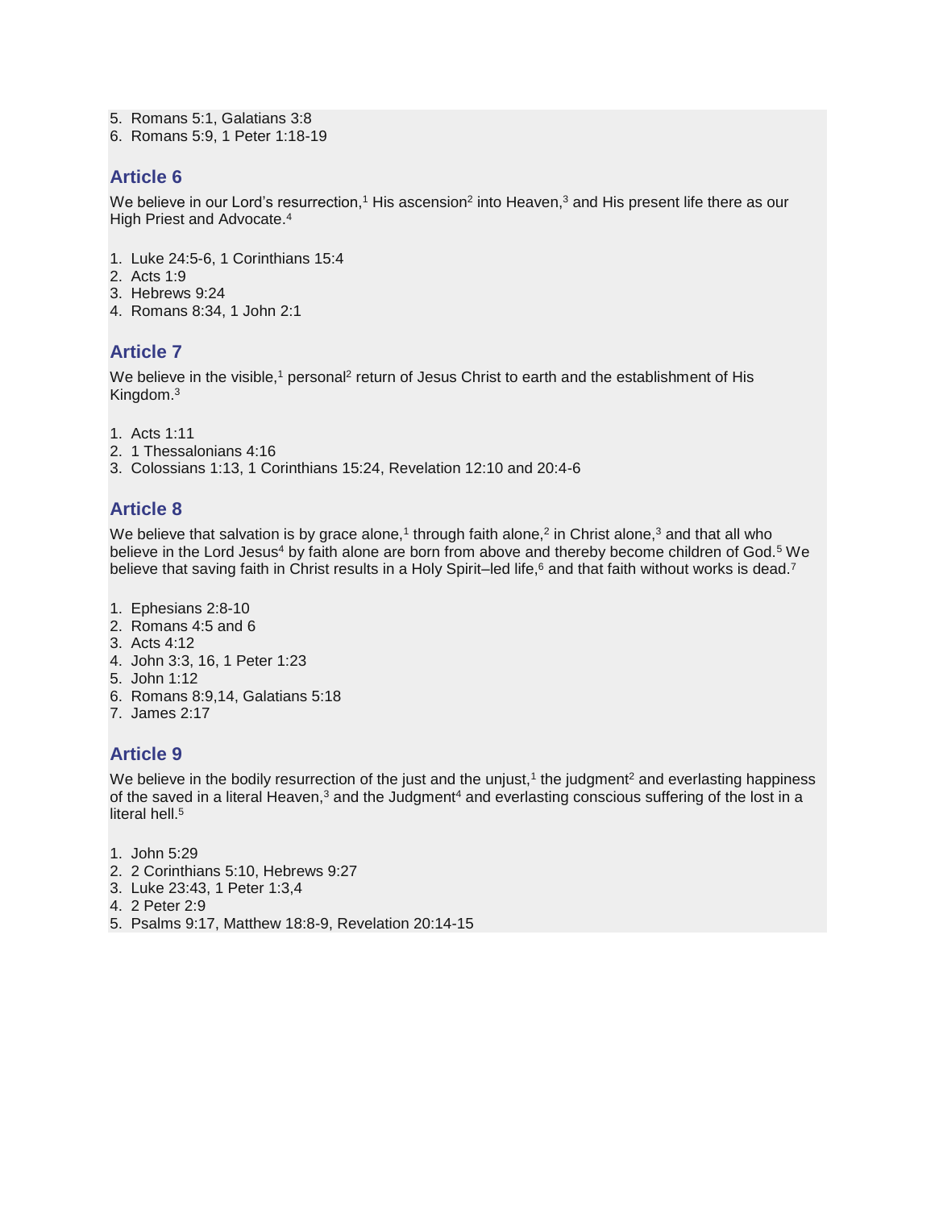5. Romans 5:1, Galatians 3:8
6. Romans 5:9, 1 Peter 1:18-19

## Article 6

We believe in our Lord's resurrection,[1] His ascension[2] into Heaven,[3] and His present life there as our High Priest and Advocate.[4]

1. Luke 24:5-6, 1 Corinthians 15:4
2. Acts 1:9
3. Hebrews 9:24
4. Romans 8:34, 1 John 2:1

## Article 7

We believe in the visible,[1] personal[2] return of Jesus Christ to earth and the establishment of His Kingdom.[3]

1. Acts 1:11
2. 1 Thessalonians 4:16
3. Colossians 1:13, 1 Corinthians 15:24, Revelation 12:10 and 20:4-6

## Article 8

We believe that salvation is by grace alone,[1] through faith alone,[2] in Christ alone,[3] and that all who believe in the Lord Jesus[4] by faith alone are born from above and thereby become children of God.[5] We believe that saving faith in Christ results in a Holy Spirit–led life,[6] and that faith without works is dead.[7]

1. Ephesians 2:8-10
2. Romans 4:5 and 6
3. Acts 4:12
4. John 3:3, 16, 1 Peter 1:23
5. John 1:12
6. Romans 8:9,14, Galatians 5:18
7. James 2:17

## Article 9

We believe in the bodily resurrection of the just and the unjust,[1] the judgment[2] and everlasting happiness of the saved in a literal Heaven,[3] and the Judgment[4] and everlasting conscious suffering of the lost in a literal hell.[5]

1. John 5:29
2. 2 Corinthians 5:10, Hebrews 9:27
3. Luke 23:43, 1 Peter 1:3,4
4. 2 Peter 2:9
5. Psalms 9:17, Matthew 18:8-9, Revelation 20:14-15